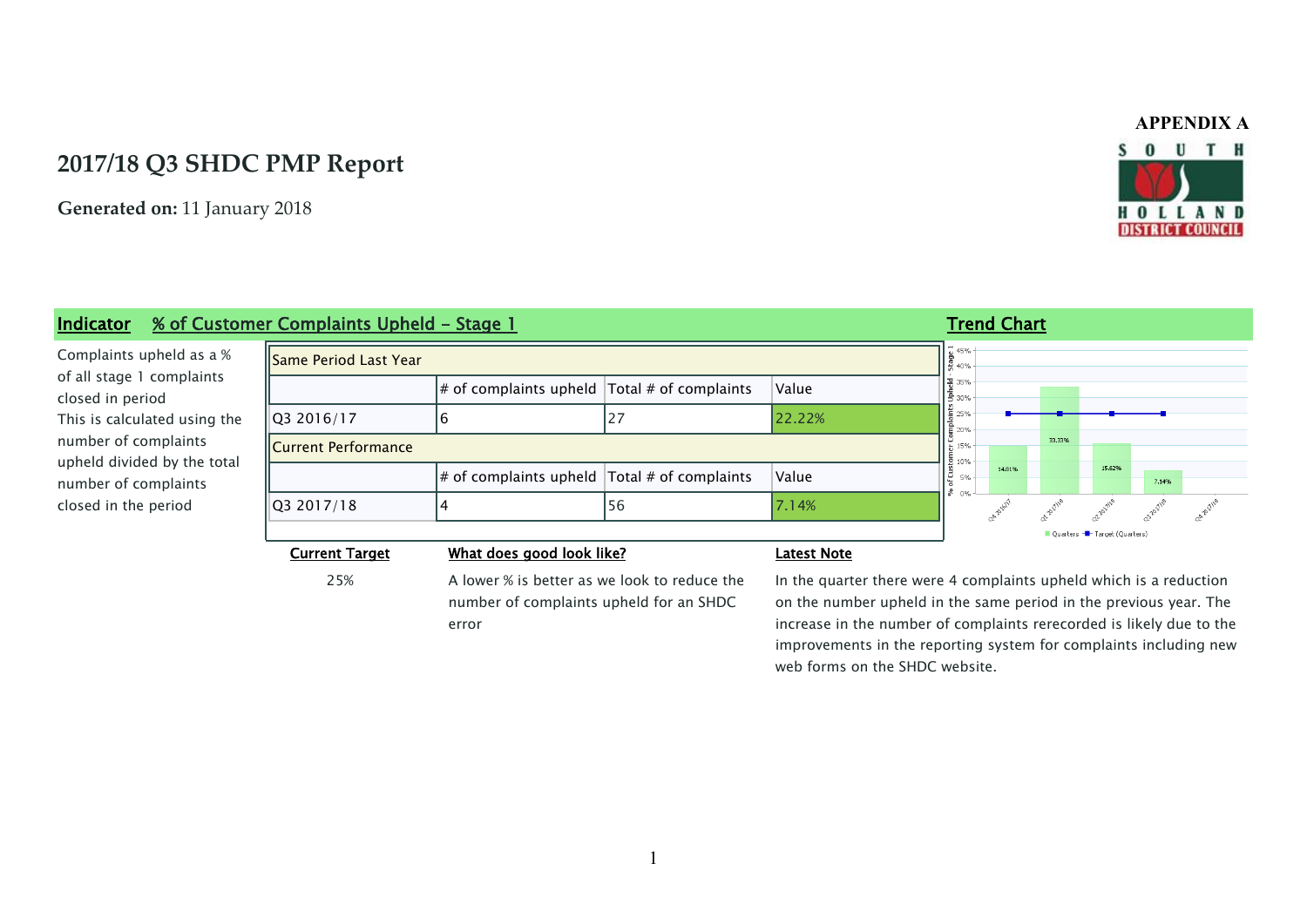**APPENDIX A**

SOUTH HOLLAND DISTRICT COUNCIL

# 2017/18 Q3 SHDC PMP Report

**Generated on:** 11 January 2018

## Indicator: % of Customer Complaints Upheld - Stage 1

Complaints upheld as a % of all stage 1 complaints closed in period
This is calculated using the number of complaints upheld divided by the total number of complaints closed in the period

| Same Period Last Year | | | |
|---|---|---|---|
| | # of complaints upheld | Total # of complaints | Value |
| Q3 2016/17 | 6 | 27 | 22.22% |
| **Current Performance** | | | |
| | # of complaints upheld | Total # of complaints | Value |
| Q3 2017/18 | 4 | 56 | 7.14% |

### Trend Chart

% of Customer Complaints Upheld - Stage 1
45%
40%
35%
30%
25%
20%
15%
10%
5%
0%
14.81%
33.33%
15.62%
7.14%
Q4 2016/17
Q1 2017/18
Q2 2017/18
Q3 2017/18
Q4 2017/18
Quarters
Target (Quarters)

**Current Target**

25%

**What does good look like?**

A lower % is better as we look to reduce the number of complaints upheld for an SHDC error

**Latest Note**

In the quarter there were 4 complaints upheld which is a reduction on the number upheld in the same period in the previous year. The increase in the number of complaints rerecorded is likely due to the improvements in the reporting system for complaints including new web forms on the SHDC website.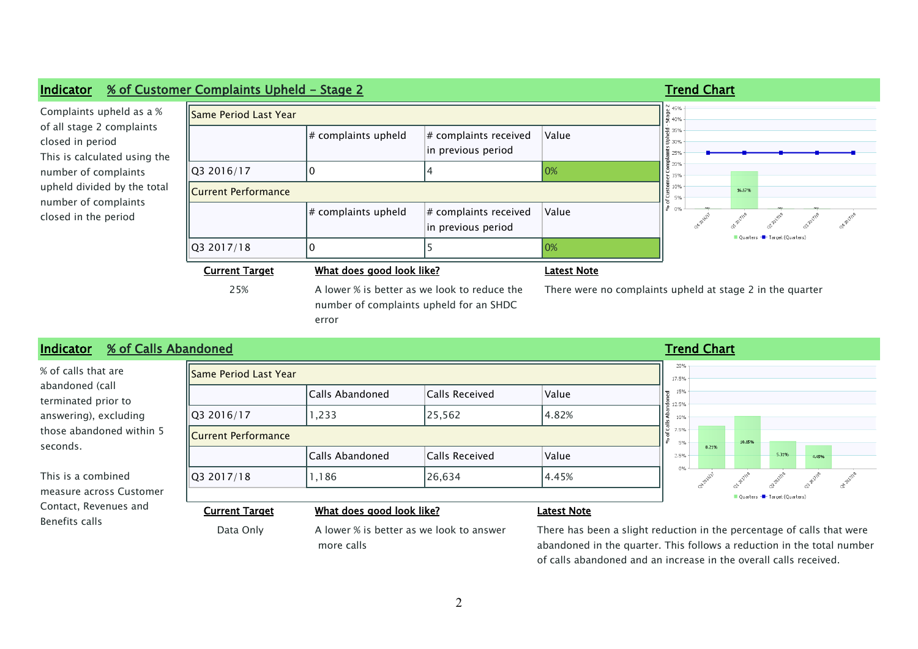## Indicator: % of Customer Complaints Upheld - Stage 2

Complaints upheld as a % of all stage 2 complaints closed in period

This is calculated using the number of complaints upheld divided by the total number of complaints closed in the period

| | | | |
|---|---|---|---|
| **Same Period Last Year** | | | |
| | # complaints upheld | # complaints received in previous period | Value |
| Q3 2016/17 | 0 | 4 | 0% |
| **Current Performance** | | | |
| | # complaints upheld | # complaints received in previous period | Value |
| Q3 2017/18 | 0 | 5 | 0% |

**Current Target**

25%

**What does good look like?**

A lower % is better as we look to reduce the number of complaints upheld for an SHDC error

**Latest Note**

There were no complaints upheld at stage 2 in the quarter

**Trend Chart**

% of Customer Complaints Upheld - Stage 2

45%
40%
35%
30%
25%
20%
15%
10%
5%
0%

16.67%

Q4 2016/17
Q1 2017/18
Q2 2017/18
Q3 2017/18
Q4 2017/18

Quarters — Target (Quarters)

## Indicator: % of Calls Abandoned

% of calls that are abandoned (call terminated prior to answering), excluding those abandoned within 5 seconds.

This is a combined measure across Customer Contact, Revenues and Benefits calls

| | | | |
|---|---|---|---|
| **Same Period Last Year** | | | |
| | Calls Abandoned | Calls Received | Value |
| Q3 2016/17 | 1,233 | 25,562 | 4.82% |
| **Current Performance** | | | |
| | Calls Abandoned | Calls Received | Value |
| Q3 2017/18 | 1,186 | 26,634 | 4.45% |

**Current Target**

Data Only

**What does good look like?**

A lower % is better as we look to answer more calls

**Latest Note**

There has been a slight reduction in the percentage of calls that were abandoned in the quarter. This follows a reduction in the total number of calls abandoned and an increase in the overall calls received.

**Trend Chart**

% of Calls Abandoned

20%
17.5%
15%
12.5%
10%
7.5%
5%
2.5%
0%

8.23%
10.15%
5.31%
4.45%

Q4 2016/17
Q1 2017/18
Q2 2017/18
Q3 2017/18
Q4 2017/18

Quarters — Target (Quarters)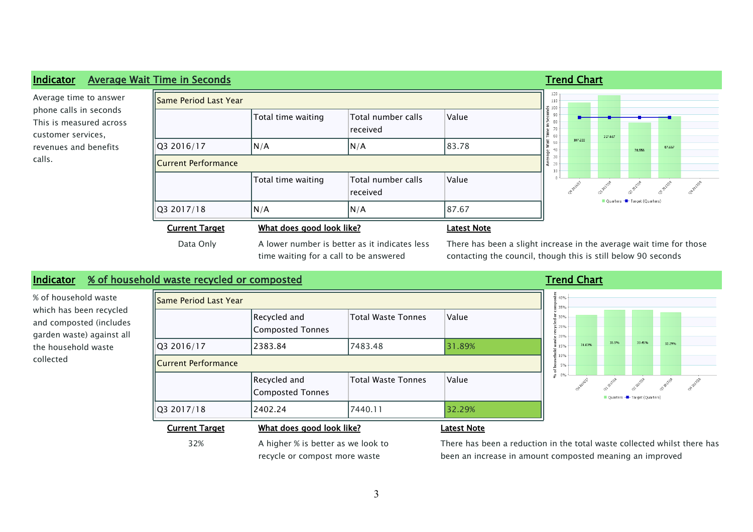## Indicator Average Wait Time in Seconds

Average time to answer phone calls in seconds This is measured across customer services, revenues and benefits calls.

| | | | |
|---|---|---|---|
| Same Period Last Year | | | |
| | Total time waiting | Total number calls received | Value |
| Q3 2016/17 | N/A | N/A | 83.78 |
| Current Performance | | | |
| | Total time waiting | Total number calls received | Value |
| Q3 2017/18 | N/A | N/A | 87.67 |

**Trend Chart**

120
110
100
90
80
70
60
50
40
30
20
10
0

Average Wait Time in Seconds

107.222
117.667
78.556
87.667

Q4 2016/17
Q1 2017/18
Q2 2017/18
Q3 2017/18
Q4 2017/18

Quarters — Target (Quarters)

**Current Target**

Data Only

**What does good look like?**

A lower number is better as it indicates less time waiting for a call to be answered

**Latest Note**

There has been a slight increase in the average wait time for those contacting the council, though this is still below 90 seconds

## Indicator % of household waste recycled or composted

% of household waste which has been recycled and composted (includes garden waste) against all the household waste collected

| | | | |
|---|---|---|---|
| Same Period Last Year | | | |
| | Recycled and Composted Tonnes | Total Waste Tonnes | Value |
| Q3 2016/17 | 2383.84 | 7483.48 | 31.89% |
| Current Performance | | | |
| | Recycled and Composted Tonnes | Total Waste Tonnes | Value |
| Q3 2017/18 | 2402.24 | 7440.11 | 32.29% |

**Trend Chart**

40%
35%
30%
25%
20%
15%
10%
5%
0%

% of household waste recycled or composted

31.03%
33.5%
33.45%
32.29%

Q4 2016/17
Q1 2017/18
Q2 2017/18
Q3 2017/18
Q4 2017/18

Quarters — Target (Quarters)

**Current Target**

32%

**What does good look like?**

A higher % is better as we look to recycle or compost more waste

**Latest Note**

There has been a reduction in the total waste collected whilst there has been an increase in amount composted meaning an improved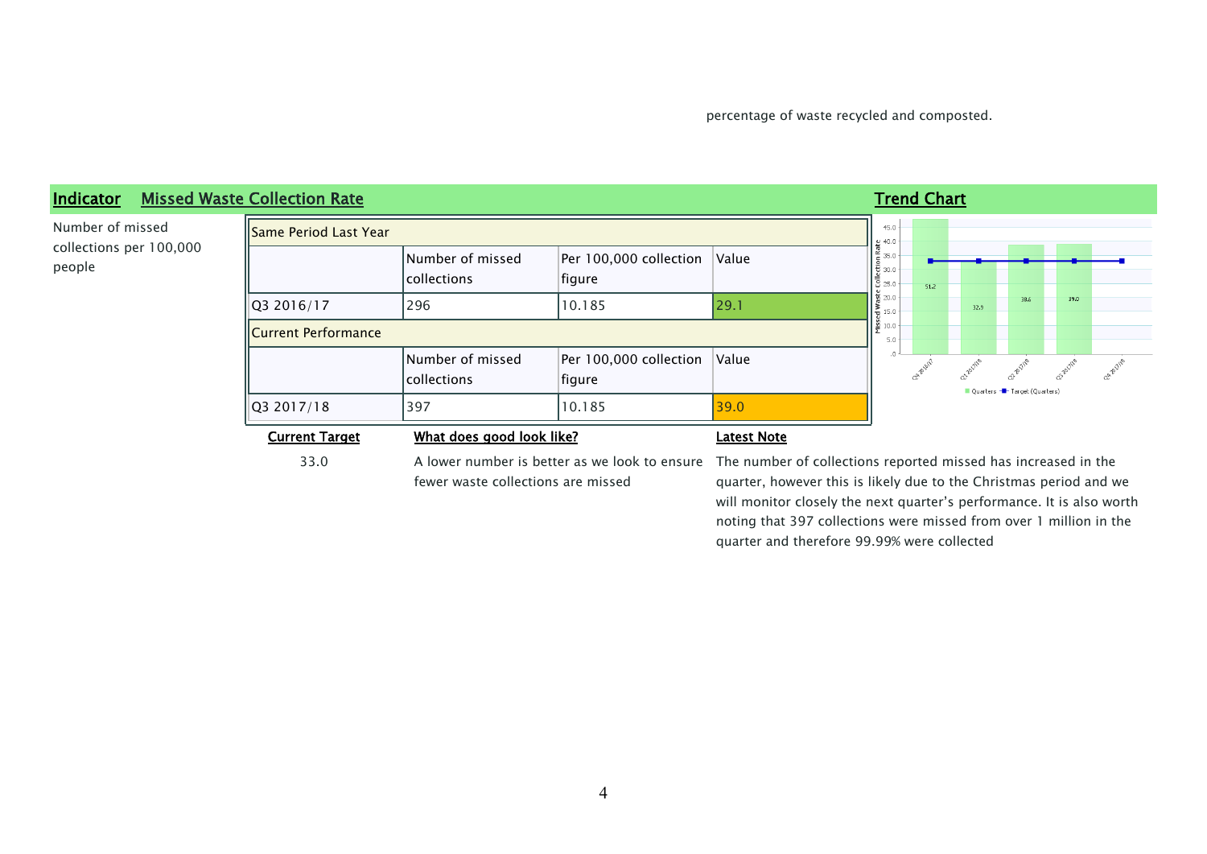percentage of waste recycled and composted.

## Indicator Missed Waste Collection Rate

Number of missed collections per 100,000 people

| Same Period Last Year | | | |
|---|---|---|---|
| | Number of missed collections | Per 100,000 collection figure | Value |
| Q3 2016/17 | 296 | 10.185 | 29.1 |
| **Current Performance** | | | |
| | Number of missed collections | Per 100,000 collection figure | Value |
| Q3 2017/18 | 397 | 10.185 | 39.0 |

## Trend Chart

Missed Waste Collection Rate

45.0
40.0
35.0
30.0
25.0
20.0
15.0
10.0
5.0
.0

51.2
32.9
38.6
39.0

Q4 2016/17
Q1 2017/18
Q2 2017/18
Q3 2017/18
Q4 2017/18

Quarters
Target (Quarters)

**Current Target**

33.0

**What does good look like?**

A lower number is better as we look to ensure fewer waste collections are missed

**Latest Note**

The number of collections reported missed has increased in the quarter, however this is likely due to the Christmas period and we will monitor closely the next quarter's performance. It is also worth noting that 397 collections were missed from over 1 million in the quarter and therefore 99.99% were collected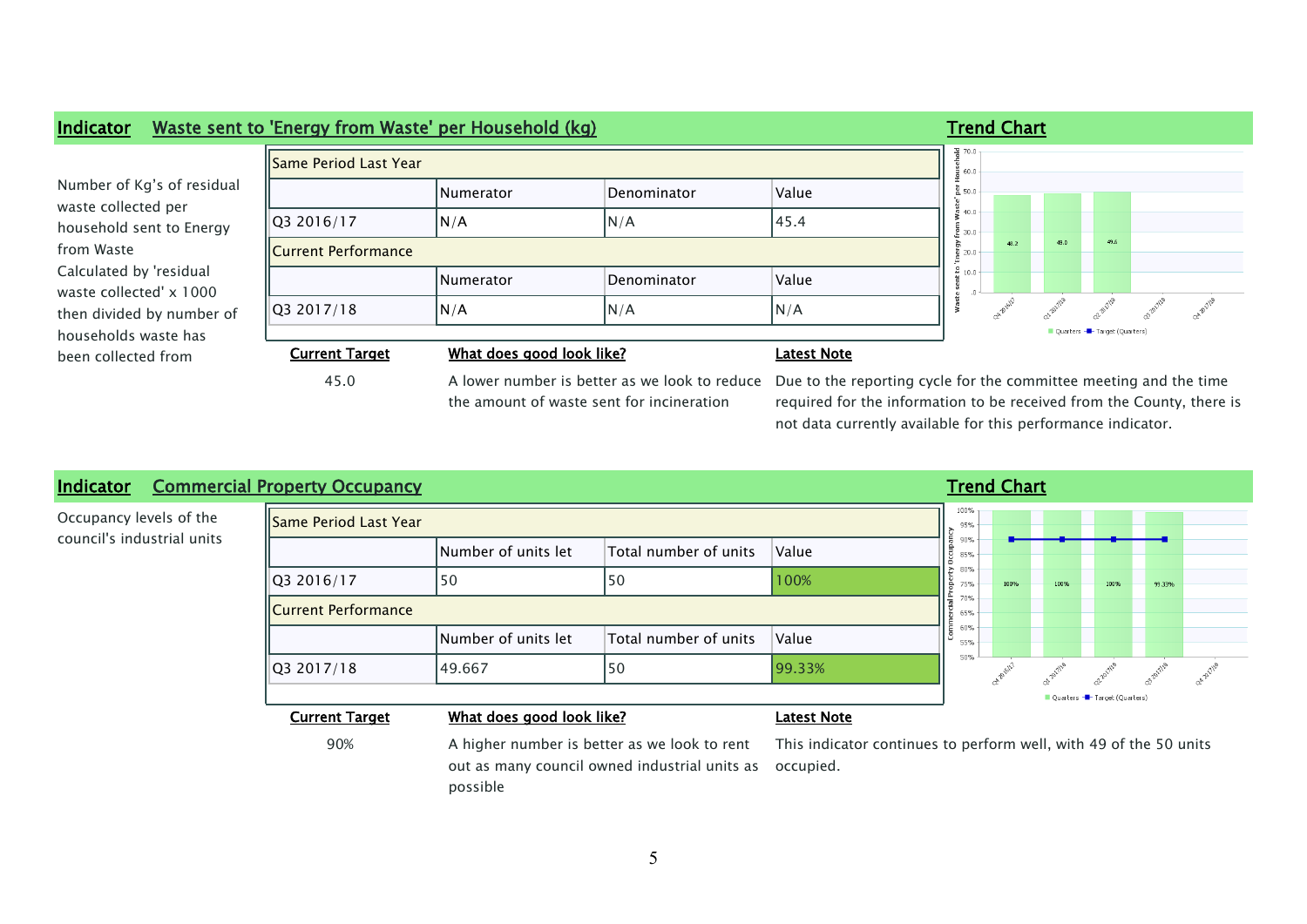## Indicator Waste sent to 'Energy from Waste' per Household (kg)

Number of Kg's of residual waste collected per household sent to Energy from Waste Calculated by 'residual waste collected' x 1000 then divided by number of households waste has been collected from

| Same Period Last Year | | | |
|---|---|---|---|
| | Numerator | Denominator | Value |
| Q3 2016/17 | N/A | N/A | 45.4 |
| **Current Performance** | | | |
| | Numerator | Denominator | Value |
| Q3 2017/18 | N/A | N/A | N/A |

**Current Target**

45.0

**What does good look like?**

A lower number is better as we look to reduce the amount of waste sent for incineration

**Latest Note**

Due to the reporting cycle for the committee meeting and the time required for the information to be received from the County, there is not data currently available for this performance indicator.

**Trend Chart**

Waste sent to 'Energy from Waste' per Household

70.0
60.0
50.0
40.0
30.0
20.0
10.0
.0

48.2
49.0
49.6

Q4 2016/17
Q1 2017/18
Q2 2017/18
Q3 2017/18
Q4 2017/18

Quarters Target (Quarters)

## Indicator Commercial Property Occupancy

Occupancy levels of the council's industrial units

| Same Period Last Year | | | |
|---|---|---|---|
| | Number of units let | Total number of units | Value |
| Q3 2016/17 | 50 | 50 | 100% |
| **Current Performance** | | | |
| | Number of units let | Total number of units | Value |
| Q3 2017/18 | 49.667 | 50 | 99.33% |

**Current Target**

90%

**What does good look like?**

A higher number is better as we look to rent out as many council owned industrial units as possible

**Latest Note**

This indicator continues to perform well, with 49 of the 50 units occupied.

**Trend Chart**

Commercial Property Occupancy

100%
95%
90%
85%
80%
75%
70%
65%
60%
55%
50%

100%
100%
100%
99.33%

Q4 2016/17
Q1 2017/18
Q2 2017/18
Q3 2017/18
Q4 2017/18

Quarters Target (Quarters)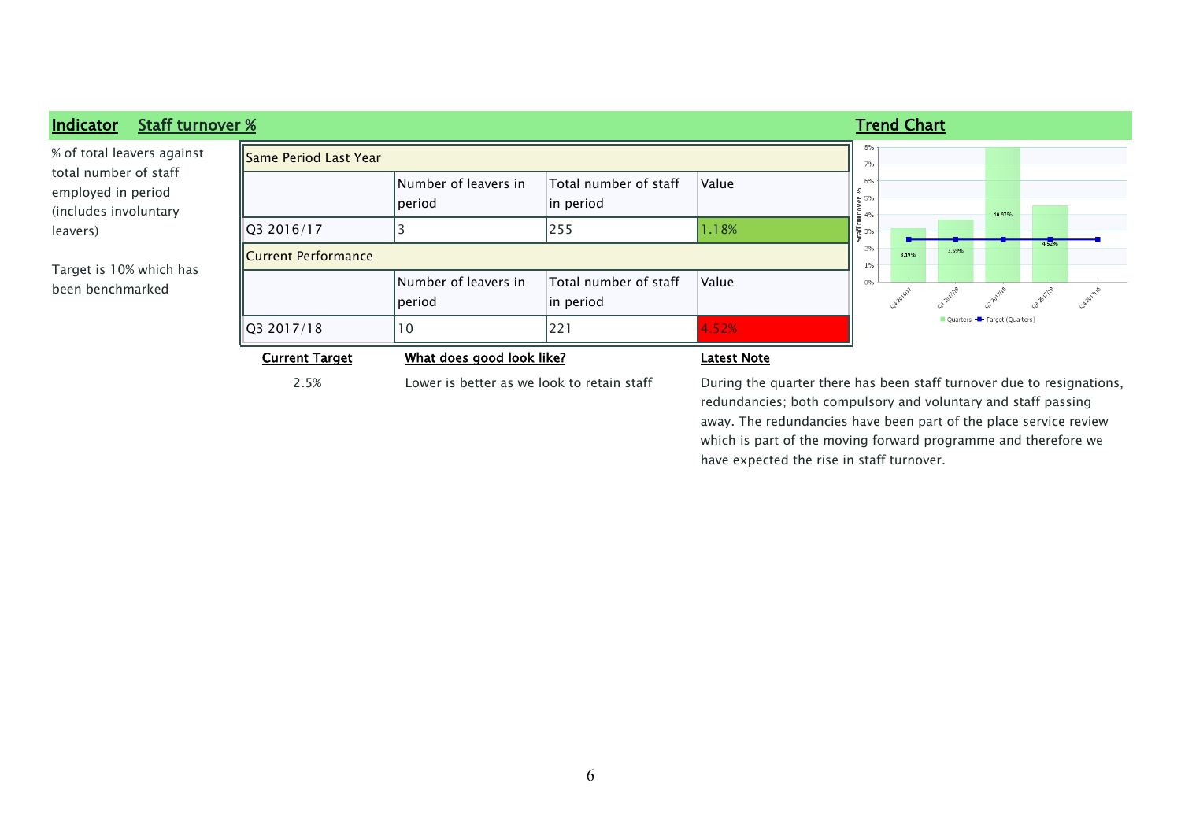**Indicator** **Staff turnover %**

% of total leavers against total number of staff employed in period (includes involuntary leavers)

Target is 10% which has been benchmarked

| | | | |
|---|---|---|---|
| Same Period Last Year | | | |
| | Number of leavers in period | Total number of staff in period | Value |
| Q3 2016/17 | 3 | 255 | 1.18% |
| Current Performance | | | |
| | Number of leavers in period | Total number of staff in period | Value |
| Q3 2017/18 | 10 | 221 | 4.52% |

**Trend Chart**

8%
7%
6%
5%
4%
3%
2%
1%
0%
Staff turnover %
3.19%
3.69%
10.97%
4.52%
Q4 2016/17
Q1 2017/18
Q2 2017/18
Q3 2017/18
Q4 2017/18
Quarters Target (Quarters)

**Current Target**

2.5%

**What does good look like?**

Lower is better as we look to retain staff

**Latest Note**

During the quarter there has been staff turnover due to resignations, redundancies; both compulsory and voluntary and staff passing away. The redundancies have been part of the place service review which is part of the moving forward programme and therefore we have expected the rise in staff turnover.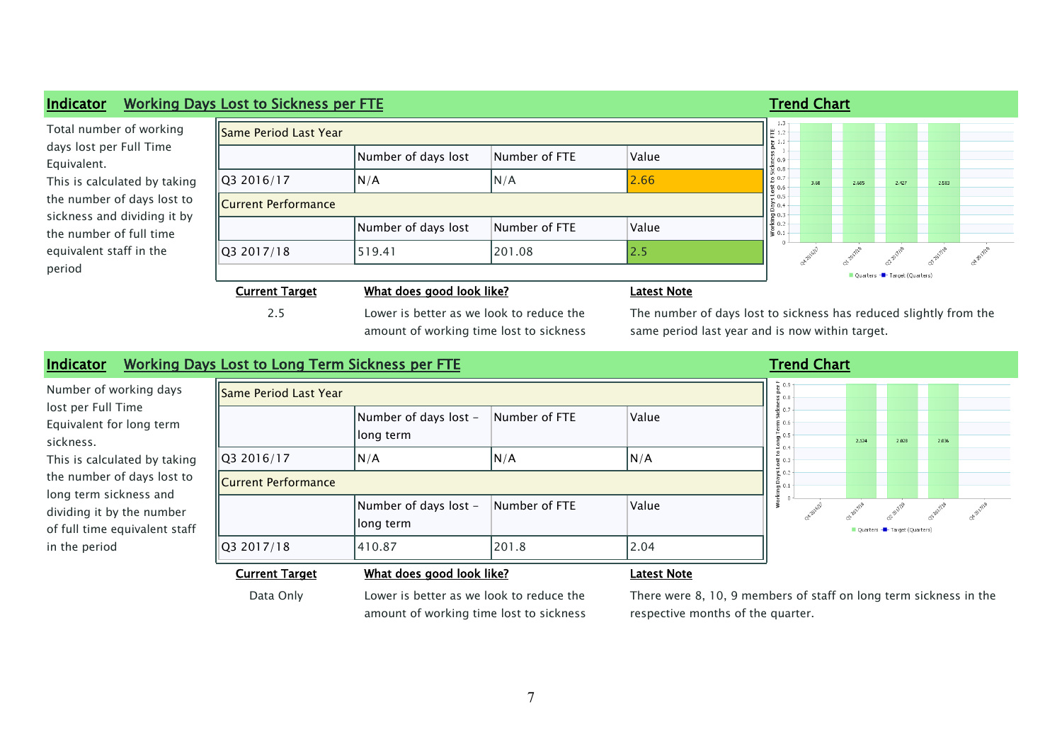## Indicator Working Days Lost to Sickness per FTE

Total number of working days lost per Full Time Equivalent.
This is calculated by taking the number of days lost to sickness and dividing it by the number of full time equivalent staff in the period

| | | | |
|---|---|---|---|
| Same Period Last Year | | | |
| | Number of days lost | Number of FTE | Value |
| Q3 2016/17 | N/A | N/A | 2.66 |
| Current Performance | | | |
| | Number of days lost | Number of FTE | Value |
| Q3 2017/18 | 519.41 | 201.08 | 2.5 |

### Trend Chart

Working Days Lost to Sickness per FTE

1.3
1.2
1.1
1
0.9
0.8
0.7
0.6
0.5
0.4
0.3
0.2
0.1
0

2.66
2.605
2.427
2.583

Q4 2016/17
Q1 2017/18
Q2 2017/18
Q3 2017/18
Q4 2017/18

Quarters — Target (Quarters)

**Current Target**

2.5

**What does good look like?**

Lower is better as we look to reduce the amount of working time lost to sickness

**Latest Note**

The number of days lost to sickness has reduced slightly from the same period last year and is now within target.

## Indicator Working Days Lost to Long Term Sickness per FTE

Number of working days lost per Full Time Equivalent for long term sickness.
This is calculated by taking the number of days lost to long term sickness and dividing it by the number of full time equivalent staff in the period

| | | | |
|---|---|---|---|
| Same Period Last Year | | | |
| | Number of days lost – long term | Number of FTE | Value |
| Q3 2016/17 | N/A | N/A | N/A |
| Current Performance | | | |
| | Number of days lost – long term | Number of FTE | Value |
| Q3 2017/18 | 410.87 | 201.8 | 2.04 |

### Trend Chart

Working Days Lost to Long Term Sickness per F

0.9
0.8
0.7
0.6
0.5
0.4
0.3
0.2
0.1
0

2.124
2.028
2.036

Q4 2016/17
Q1 2017/18
Q2 2017/18
Q3 2017/18
Q4 2017/18

Quarters — Target (Quarters)

**Current Target**

Data Only

**What does good look like?**

Lower is better as we look to reduce the amount of working time lost to sickness

**Latest Note**

There were 8, 10, 9 members of staff on long term sickness in the respective months of the quarter.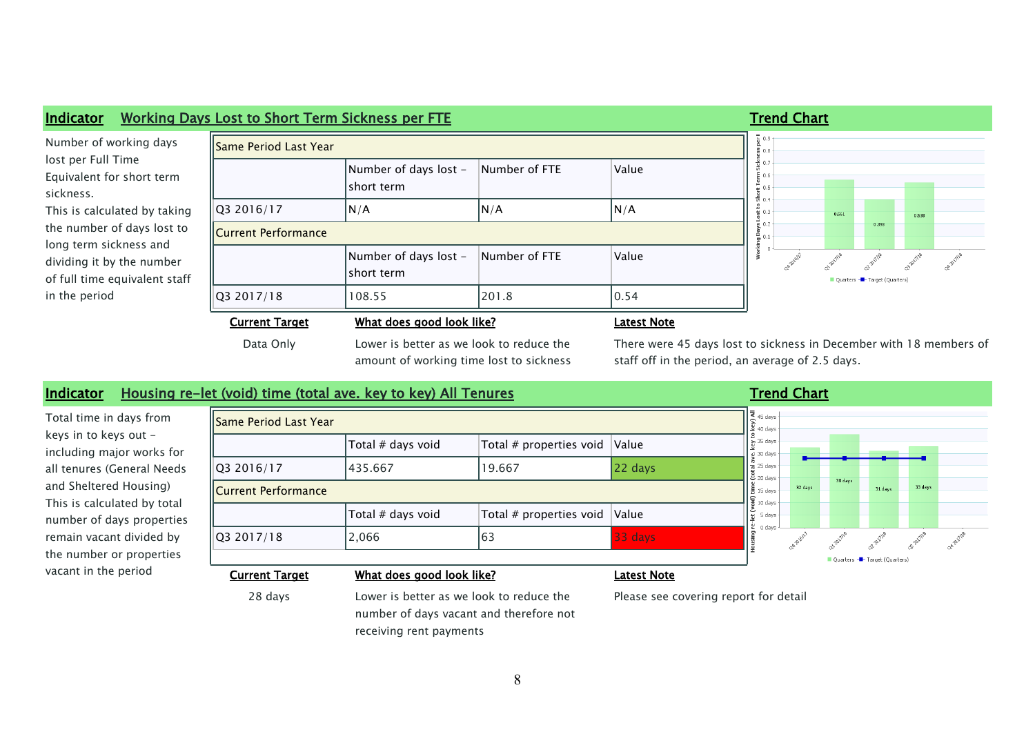## Indicator — Working Days Lost to Short Term Sickness per FTE

Number of working days lost per Full Time Equivalent for short term sickness.
This is calculated by taking the number of days lost to long term sickness and dividing it by the number of full time equivalent staff in the period

| Same Period Last Year | | | |
|---|---|---|---|
| | Number of days lost – short term | Number of FTE | Value |
| Q3 2016/17 | N/A | N/A | N/A |
| **Current Performance** | | | |
| | Number of days lost – short term | Number of FTE | Value |
| Q3 2017/18 | 108.55 | 201.8 | 0.54 |

**Trend Chart**

**Current Target**

Data Only

**What does good look like?**

Lower is better as we look to reduce the amount of working time lost to sickness

**Latest Note**

There were 45 days lost to sickness in December with 18 members of staff off in the period, an average of 2.5 days.

## Indicator — Housing re-let (void) time (total ave. key to key) All Tenures

Total time in days from keys in to keys out – including major works for all tenures (General Needs and Sheltered Housing)
This is calculated by total number of days properties remain vacant divided by the number or properties vacant in the period

| Same Period Last Year | | | |
|---|---|---|---|
| | Total # days void | Total # properties void | Value |
| Q3 2016/17 | 435.667 | 19.667 | 22 days |
| **Current Performance** | | | |
| | Total # days void | Total # properties void | Value |
| Q3 2017/18 | 2,066 | 63 | 33 days |

**Trend Chart**

**Current Target**

28 days

**What does good look like?**

Lower is better as we look to reduce the number of days vacant and therefore not receiving rent payments

**Latest Note**

Please see covering report for detail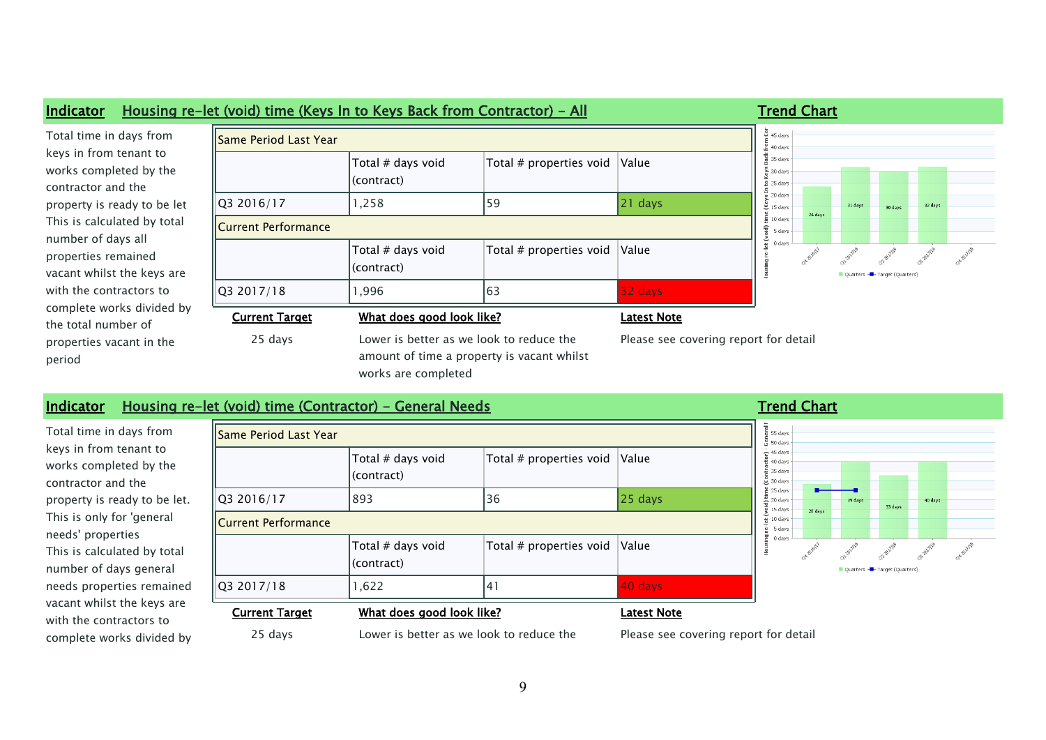## Indicator Housing re-let (void) time (Keys In to Keys Back from Contractor) - All

**Trend Chart**

Total time in days from keys in from tenant to works completed by the contractor and the property is ready to be let This is calculated by total number of days all properties remained vacant whilst the keys are with the contractors to complete works divided by the total number of properties vacant in the period

| | | | |
|---|---|---|---|
| Same Period Last Year | | | |
| | Total # days void (contract) | Total # properties void | Value |
| Q3 2016/17 | 1,258 | 59 | 21 days |
| Current Performance | | | |
| | Total # days void (contract) | Total # properties void | Value |
| Q3 2017/18 | 1,996 | 63 | 32 days |

45 days
40 days
35 days
30 days
25 days
20 days
15 days
10 days
5 days
0 days
24 days
31 days
30 days
32 days
Q4 2016/17
Q1 2017/18
Q2 2017/18
Q3 2017/18
Q4 2017/18
Quarters
Target (Quarters)

**Current Target**

25 days

**What does good look like?**

Lower is better as we look to reduce the amount of time a property is vacant whilst works are completed

**Latest Note**

Please see covering report for detail

## Indicator Housing re-let (void) time (Contractor) - General Needs

**Trend Chart**

Total time in days from keys in from tenant to works completed by the contractor and the property is ready to be let. This is only for 'general needs' properties This is calculated by total number of days general needs properties remained vacant whilst the keys are with the contractors to complete works divided by

| | | | |
|---|---|---|---|
| Same Period Last Year | | | |
| | Total # days void (contract) | Total # properties void | Value |
| Q3 2016/17 | 893 | 36 | 25 days |
| Current Performance | | | |
| | Total # days void (contract) | Total # properties void | Value |
| Q3 2017/18 | 1,622 | 41 | 40 days |

55 days
50 days
45 days
40 days
35 days
30 days
25 days
20 days
15 days
10 days
5 days
0 days
28 days
39 days
33 days
40 days
Q4 2016/17
Q1 2017/18
Q2 2017/18
Q3 2017/18
Q4 2017/18
Quarters
Target (Quarters)

**Current Target**

25 days

**What does good look like?**

Lower is better as we look to reduce the

**Latest Note**

Please see covering report for detail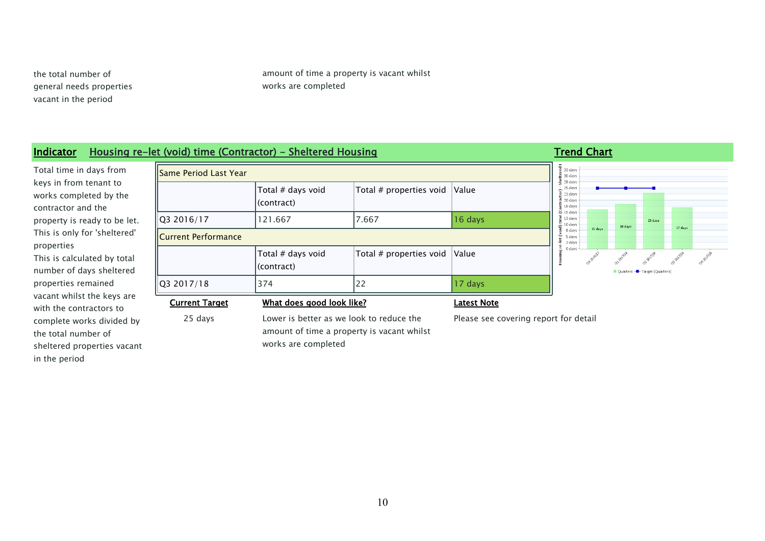the total number of general needs properties vacant in the period

amount of time a property is vacant whilst works are completed

## Indicator Housing re-let (void) time (Contractor) - Sheltered Housing

Total time in days from keys in from tenant to works completed by the contractor and the property is ready to be let. This is only for 'sheltered' properties
This is calculated by total number of days sheltered properties remained vacant whilst the keys are with the contractors to complete works divided by the total number of sheltered properties vacant in the period

| Same Period Last Year | | | |
|---|---|---|---|
| | Total # days void (contract) | Total # properties void | Value |
| Q3 2016/17 | 121.667 | 7.667 | 16 days |
| **Current Performance** | | | |
| | Total # days void (contract) | Total # properties void | Value |
| Q3 2017/18 | 374 | 22 | 17 days |

**Trend Chart**

Housing re-let (void) time (Contractor) - Sheltered H

33 days
30 days
28 days
25 days
23 days
20 days
18 days
15 days
13 days
10 days
8 days
5 days
3 days
0 days

16 days
18 days
23 days
17 days

Q4 2016/17
Q1 2017/18
Q2 2017/18
Q3 2017/18
Q4 2017/18

Quarters - Target (Quarters)

**Current Target**

25 days

**What does good look like?**

Lower is better as we look to reduce the amount of time a property is vacant whilst works are completed

**Latest Note**

Please see covering report for detail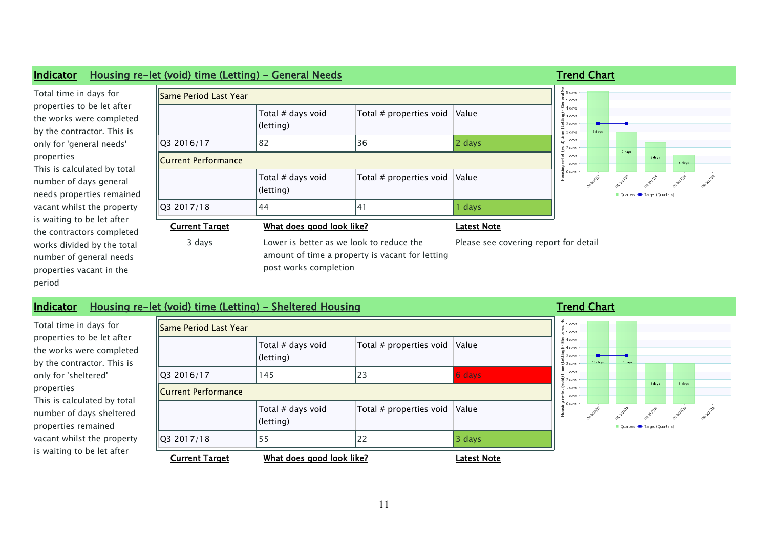## Indicator Housing re-let (void) time (Letting) - General Needs

Total time in days for properties to be let after the works were completed by the contractor. This is only for 'general needs' properties
This is calculated by total number of days general needs properties remained vacant whilst the property is waiting to be let after the contractors completed works divided by the total number of general needs properties vacant in the period

| | | | |
|---|---|---|---|
| **Same Period Last Year** | | | |
| | Total # days void (letting) | Total # properties void | Value |
| Q3 2016/17 | 82 | 36 | 2 days |
| **Current Performance** | | | |
| | Total # days void (letting) | Total # properties void | Value |
| Q3 2017/18 | 44 | 41 | 1 days |

**Current Target**
3 days

**What does good look like?**
Lower is better as we look to reduce the amount of time a property is vacant for letting post works completion

**Latest Note**
Please see covering report for detail

**Trend Chart**

Housing re-let (void) time (Letting) - General Needs
5 days
5 days
4 days
4 days
3 days
3 days
2 days
2 days
1 days
1 days
0 days
5 days
2 days
2 days
1 days
Q4 2016/17
Q1 2017/18
Q2 2017/18
Q3 2017/18
Q4 2017/18
Quarters — Target (Quarters)

## Indicator Housing re-let (void) time (Letting) - Sheltered Housing

Total time in days for properties to be let after the works were completed by the contractor. This is only for 'sheltered' properties
This is calculated by total number of days sheltered properties remained vacant whilst the property is waiting to be let after

| | | | |
|---|---|---|---|
| **Same Period Last Year** | | | |
| | Total # days void (letting) | Total # properties void | Value |
| Q3 2016/17 | 145 | 23 | 6 days |
| **Current Performance** | | | |
| | Total # days void (letting) | Total # properties void | Value |
| Q3 2017/18 | 55 | 22 | 3 days |

**Current Target**

**What does good look like?**

**Latest Note**

**Trend Chart**

Housing re-let (void) time (Letting) - Sheltered Ho
5 days
5 days
4 days
4 days
3 days
3 days
2 days
2 days
1 days
1 days
0 days
18 days
10 days
3 days
3 days
Q4 2016/17
Q1 2017/18
Q2 2017/18
Q3 2017/18
Q4 2017/18
Quarters — Target (Quarters)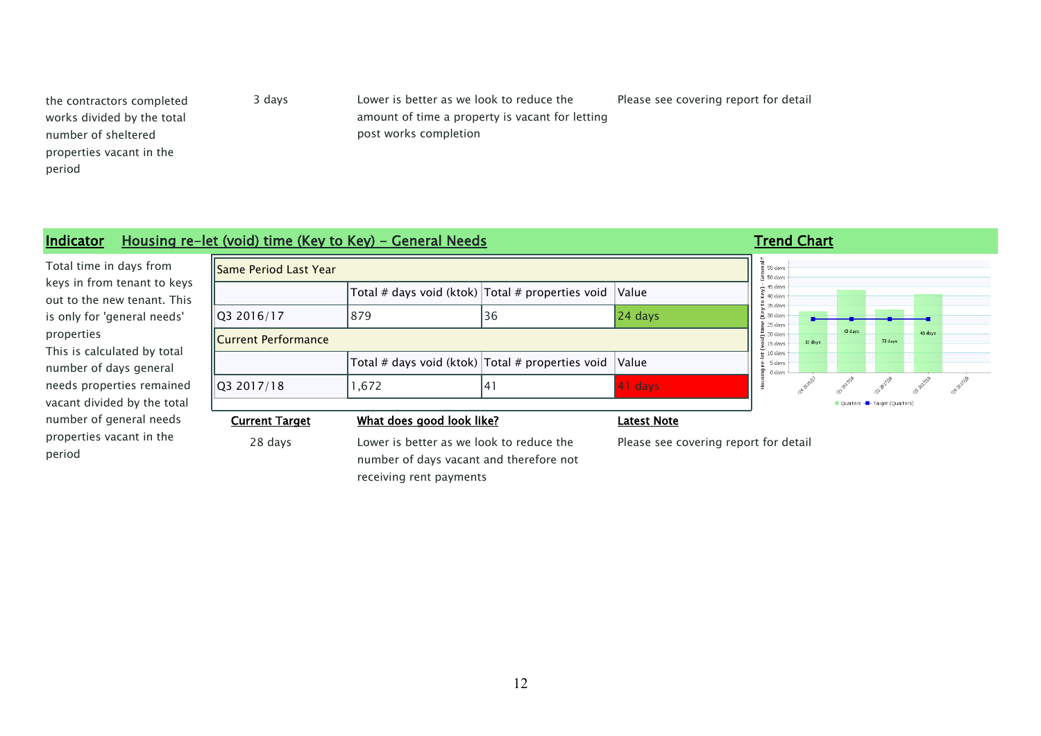the contractors completed works divided by the total number of sheltered properties vacant in the period

3 days

Lower is better as we look to reduce the amount of time a property is vacant for letting post works completion

Please see covering report for detail

## Indicator Housing re-let (void) time (Key to Key) - General Needs

Total time in days from keys in from tenant to keys out to the new tenant. This is only for 'general needs' properties
This is calculated by total number of days general needs properties remained vacant divided by the total number of general needs properties vacant in the period

| Same Period Last Year | | | |
|---|---|---|---|
| | Total # days void (ktok) | Total # properties void | Value |
| Q3 2016/17 | 879 | 36 | 24 days |
| **Current Performance** | | | |
| | Total # days void (ktok) | Total # properties void | Value |
| Q3 2017/18 | 1,672 | 41 | 41 days |

**Current Target**

28 days

**What does good look like?**

Lower is better as we look to reduce the number of days vacant and therefore not receiving rent payments

**Latest Note**

Please see covering report for detail

**Trend Chart**

Housing re-let (void) time (Key to Key) - General*

55 days, 50 days, 45 days, 40 days, 35 days, 30 days, 25 days, 20 days, 15 days, 10 days, 5 days, 0 days

32 days, 43 days, 33 days, 41 days

Q4 2016/17, Q1 2017/18, Q2 2017/18, Q3 2017/18, Q4 2017/18

Quarters, Target (Quarters)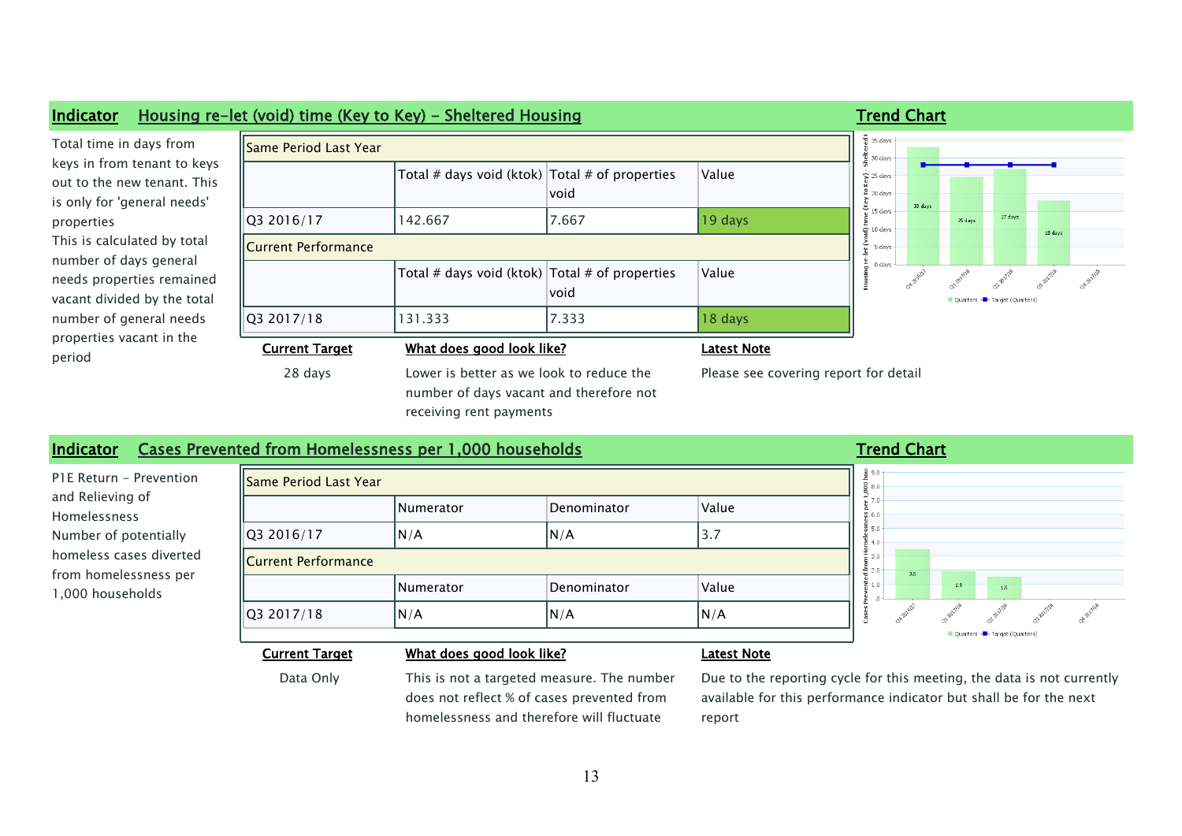## Indicator — Housing re-let (void) time (Key to Key) - Sheltered Housing

Total time in days from keys in from tenant to keys out to the new tenant. This is only for 'general needs' properties
This is calculated by total number of days general needs properties remained vacant divided by the total number of general needs properties vacant in the period

| Same Period Last Year | | | |
|---|---|---|---|
| | Total # days void (ktok) | Total # of properties void | Value |
| Q3 2016/17 | 142.667 | 7.667 | 19 days |
| **Current Performance** | | | |
| | Total # days void (ktok) | Total # of properties void | Value |
| Q3 2017/18 | 131.333 | 7.333 | 18 days |

**Current Target**

28 days

**What does good look like?**

Lower is better as we look to reduce the number of days vacant and therefore not receiving rent payments

**Latest Note**

Please see covering report for detail

**Trend Chart**

Housing re-let (void) time (Key to Key) - Sheltered I
35 days
30 days
25 days
20 days
15 days
10 days
5 days
0 days
33 days
25 days
27 days
18 days
Q4 2016/17
Q1 2017/18
Q2 2017/18
Q3 2017/18
Q4 2017/18
Quarters — Target (Quarters)

## Indicator — Cases Prevented from Homelessness per 1,000 households

P1E Return - Prevention and Relieving of Homelessness
Number of potentially homeless cases diverted from homelessness per 1,000 households

| Same Period Last Year | | | |
|---|---|---|---|
| | Numerator | Denominator | Value |
| Q3 2016/17 | N/A | N/A | 3.7 |
| **Current Performance** | | | |
| | Numerator | Denominator | Value |
| Q3 2017/18 | N/A | N/A | N/A |

**Current Target**

Data Only

**What does good look like?**

This is not a targeted measure. The number does not reflect % of cases prevented from homelessness and therefore will fluctuate

**Latest Note**

Due to the reporting cycle for this meeting, the data is not currently available for this performance indicator but shall be for the next report

**Trend Chart**

Cases Prevented from Homelessness per 1,000 hous
9.0
8.0
7.0
6.0
5.0
4.0
3.0
2.0
1.0
.0
3.6
1.9
1.6
Q4 2016/17
Q1 2017/18
Q2 2017/18
Q3 2017/18
Q4 2017/18
Quarters — Target (Quarters)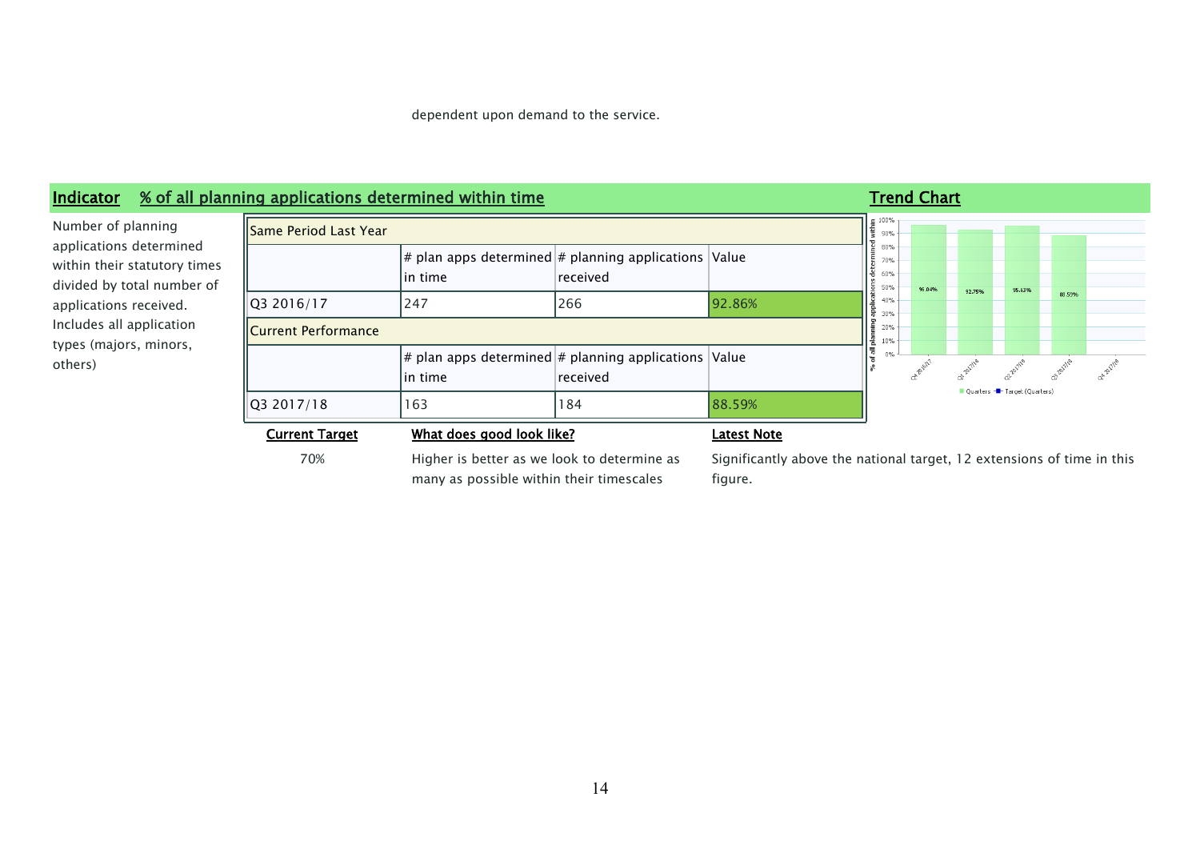dependent upon demand to the service.

**Indicator** **% of all planning applications determined within time**

Number of planning applications determined within their statutory times divided by total number of applications received. Includes all application types (majors, minors, others)

| | | | |
|---|---|---|---|
| Same Period Last Year | | | |
| | # plan apps determined in time | # planning applications received | Value |
| Q3 2016/17 | 247 | 266 | 92.86% |
| Current Performance | | | |
| | # plan apps determined in time | # planning applications received | Value |
| Q3 2017/18 | 163 | 184 | 88.59% |

**Trend Chart**

% of all planning applications determined within

100%
90%
80%
70%
60%
50%
40%
30%
20%
10%
0%

96.04%
92.75%
95.63%
88.59%

Q4 2016/17
Q1 2017/18
Q2 2017/18
Q3 2017/18
Q4 2017/18

Quarters
Target (Quarters)

**Current Target**

70%

**What does good look like?**

Higher is better as we look to determine as many as possible within their timescales

**Latest Note**

Significantly above the national target, 12 extensions of time in this figure.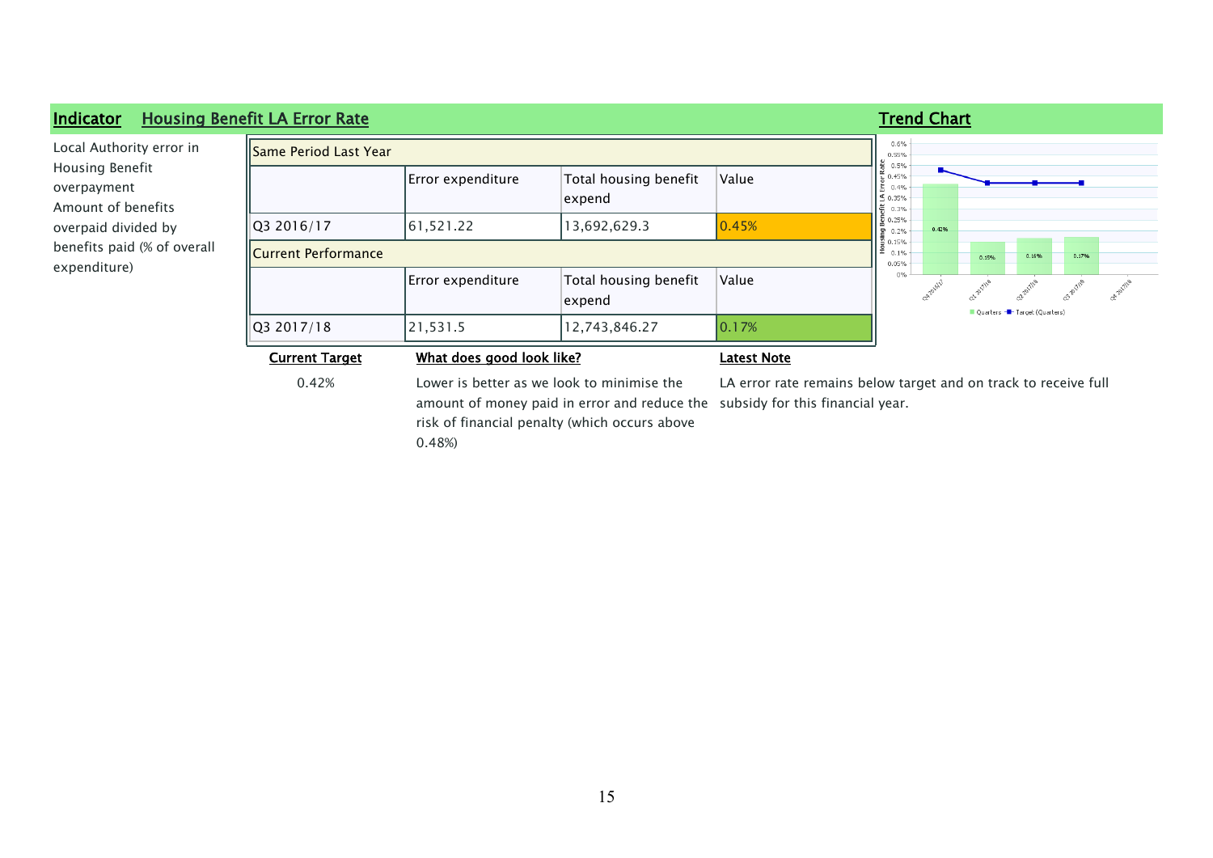## Indicator Housing Benefit LA Error Rate

Local Authority error in Housing Benefit overpayment
Amount of benefits overpaid divided by benefits paid (% of overall expenditure)

| Same Period Last Year | | | |
|---|---|---|---|
| | Error expenditure | Total housing benefit expend | Value |
| Q3 2016/17 | 61,521.22 | 13,692,629.3 | 0.45% |
| **Current Performance** | | | |
| | Error expenditure | Total housing benefit expend | Value |
| Q3 2017/18 | 21,531.5 | 12,743,846.27 | 0.17% |

### Trend Chart

Housing Benefit LA Error Rate
0.6%
0.55%
0.5%
0.45%
0.4%
0.35%
0.3%
0.25%
0.2%
0.15%
0.1%
0.05%
0%
0.42%
0.15%
0.16%
0.17%
Q4 2016/17
Q1 2017/18
Q2 2017/18
Q3 2017/18
Q4 2017/18
Quarters
Target (Quarters)

**Current Target**

0.42%

**What does good look like?**

Lower is better as we look to minimise the amount of money paid in error and reduce the risk of financial penalty (which occurs above 0.48%)

**Latest Note**

LA error rate remains below target and on track to receive full subsidy for this financial year.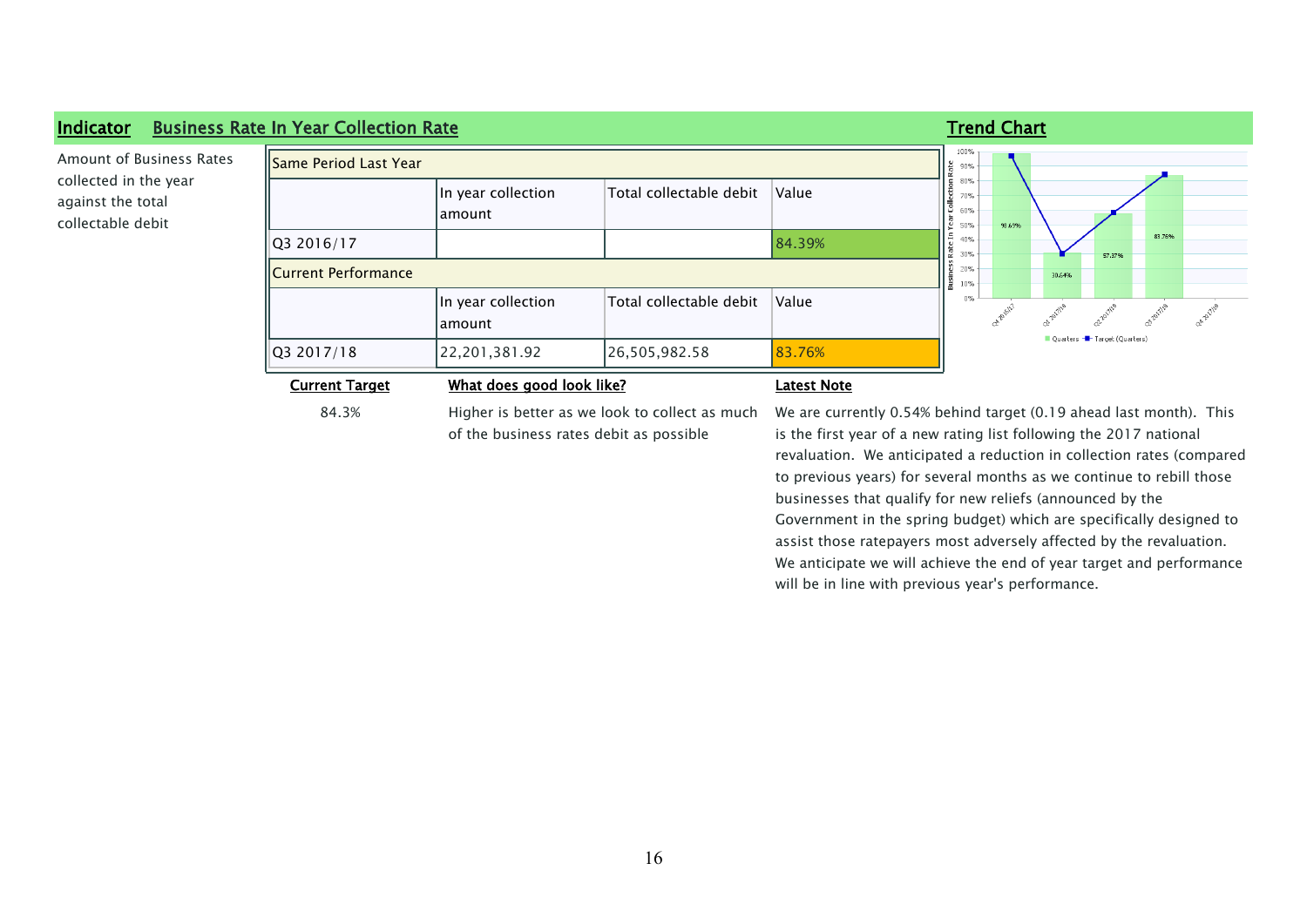## Indicator — Business Rate In Year Collection Rate

Amount of Business Rates collected in the year against the total collectable debit

| | | | |
|---|---|---|---|
| **Same Period Last Year** | | | |
| | In year collection amount | Total collectable debit | Value |
| Q3 2016/17 | | | 84.39% |
| **Current Performance** | | | |
| | In year collection amount | Total collectable debit | Value |
| Q3 2017/18 | 22,201,381.92 | 26,505,982.58 | 83.76% |

### Trend Chart

Business Rate In Year Collection Rate

100%
90%
80%
70%
60%
50%
40%
30%
20%
10%
0%

98.69%
30.64%
57.37%
83.76%

Q4 2016/17
Q1 2017/18
Q2 2017/18
Q3 2017/18
Q4 2017/18

Quarters — Target (Quarters)

**Current Target**

84.3%

**What does good look like?**

Higher is better as we look to collect as much of the business rates debit as possible

**Latest Note**

We are currently 0.54% behind target (0.19 ahead last month). This is the first year of a new rating list following the 2017 national revaluation. We anticipated a reduction in collection rates (compared to previous years) for several months as we continue to rebill those businesses that qualify for new reliefs (announced by the Government in the spring budget) which are specifically designed to assist those ratepayers most adversely affected by the revaluation. We anticipate we will achieve the end of year target and performance will be in line with previous year's performance.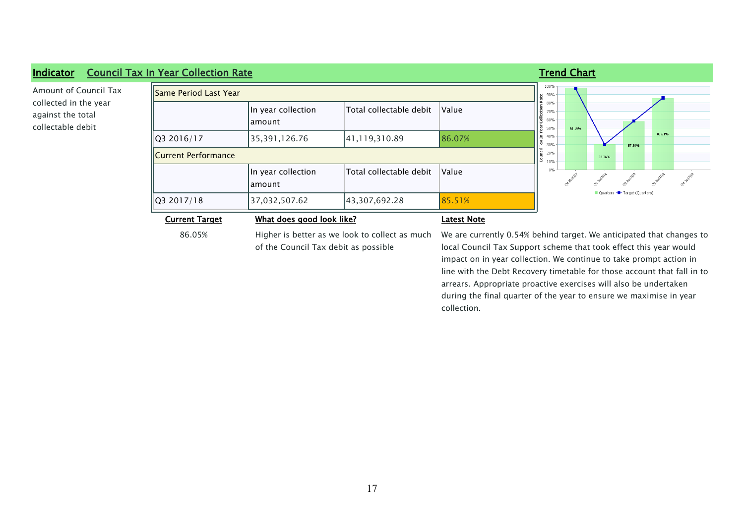**Indicator** **Council Tax In Year Collection Rate**

Amount of Council Tax collected in the year against the total collectable debit

| | | | |
|---|---|---|---|
| Same Period Last Year | | | |
| | In year collection amount | Total collectable debit | Value |
| Q3 2016/17 | 35,391,126.76 | 41,119,310.89 | 86.07% |
| Current Performance | | | |
| | In year collection amount | Total collectable debit | Value |
| Q3 2017/18 | 37,032,507.62 | 43,307,692.28 | 85.51% |

**Trend Chart**

Council Tax In Year Collection Rate

100%
90%
80%
70%
60%
50%
40%
30%
20%
10%
0%

98.19%
30.36%
57.98%
85.51%

Q4 2016/17
Q1 2017/18
Q2 2017/18
Q3 2017/18
Q4 2017/18

Quarters
Target (Quarters)

**Current Target**

86.05%

**What does good look like?**

Higher is better as we look to collect as much of the Council Tax debit as possible

**Latest Note**

We are currently 0.54% behind target. We anticipated that changes to local Council Tax Support scheme that took effect this year would impact on in year collection. We continue to take prompt action in line with the Debt Recovery timetable for those account that fall in to arrears. Appropriate proactive exercises will also be undertaken during the final quarter of the year to ensure we maximise in year collection.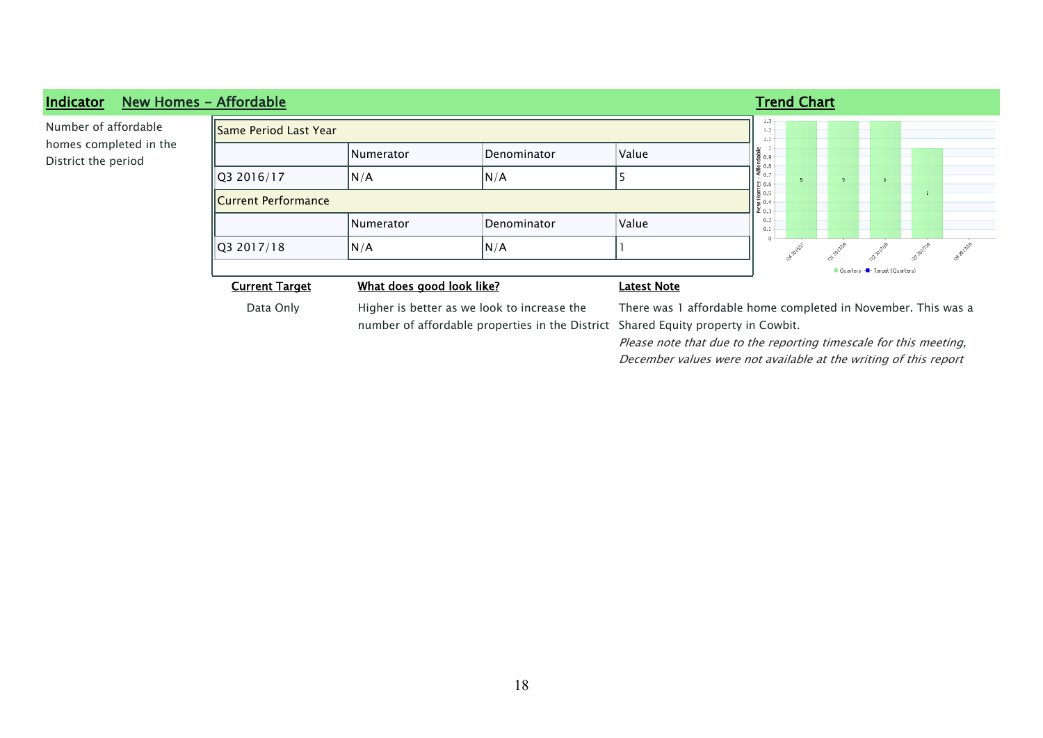## Indicator New Homes - Affordable

Number of affordable homes completed in the District the period

| Same Period Last Year | | | |
|---|---|---|---|
| | Numerator | Denominator | Value |
| Q3 2016/17 | N/A | N/A | 5 |

| Current Performance | | | |
|---|---|---|---|
| | Numerator | Denominator | Value |
| Q3 2017/18 | N/A | N/A | 1 |

## Trend Chart

New Homes - Affordable

1.3
1.2
1.1
1
0.9
0.8
0.7
0.6
0.5
0.4
0.3
0.2
0.1
0

5
9
6
1

Q4 2016/17
Q1 2017/18
Q2 2017/18
Q3 2017/18
Q4 2017/18

Quarters Target (Quarters)

**Current Target**

Data Only

**What does good look like?**

Higher is better as we look to increase the number of affordable properties in the District

**Latest Note**

There was 1 affordable home completed in November. This was a Shared Equity property in Cowbit.

*Please note that due to the reporting timescale for this meeting, December values were not available at the writing of this report*